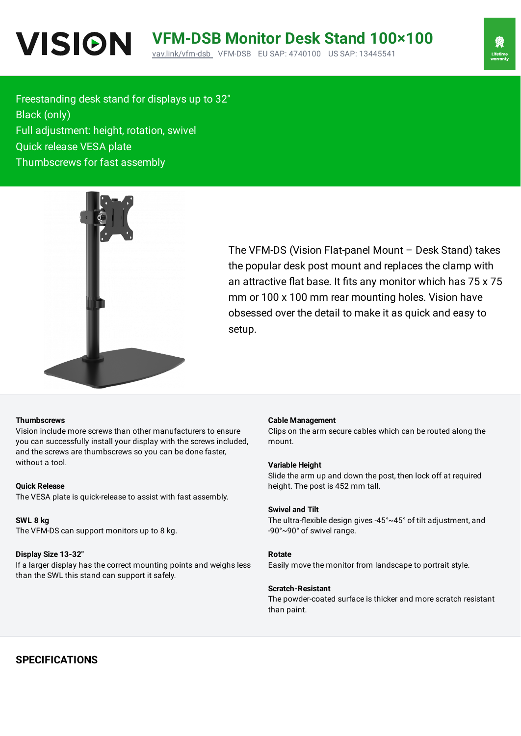# VISION

## VFM-DSB Monitor Desk Stand 100×100

vav.link/vfm-dsb VFM-DSB EU SAP: 4740100 US SAP: 13445541

Lifetime warranty

Freestanding desk stand for displays up to 32"
Black (only)
Full adjustment: height, rotation, swivel
Quick release VESA plate
Thumbscrews for fast assembly

The VFM-DS (Vision Flat-panel Mount – Desk Stand) takes the popular desk post mount and replaces the clamp with an attractive flat base. It fits any monitor which has 75 x 75 mm or 100 x 100 mm rear mounting holes. Vision have obsessed over the detail to make it as quick and easy to setup.

**Thumbscrews**
Vision include more screws than other manufacturers to ensure you can successfully install your display with the screws included, and the screws are thumbscrews so you can be done faster, without a tool.

**Quick Release**
The VESA plate is quick-release to assist with fast assembly.

**SWL 8 kg**
The VFM-DS can support monitors up to 8 kg.

**Display Size 13-32"**
If a larger display has the correct mounting points and weighs less than the SWL this stand can support it safely.

**Cable Management**
Clips on the arm secure cables which can be routed along the mount.

**Variable Height**
Slide the arm up and down the post, then lock off at required height. The post is 452 mm tall.

**Swivel and Tilt**
The ultra-flexible design gives -45°~45° of tilt adjustment, and -90°~90° of swivel range.

**Rotate**
Easily move the monitor from landscape to portrait style.

**Scratch-Resistant**
The powder-coated surface is thicker and more scratch resistant than paint.

## SPECIFICATIONS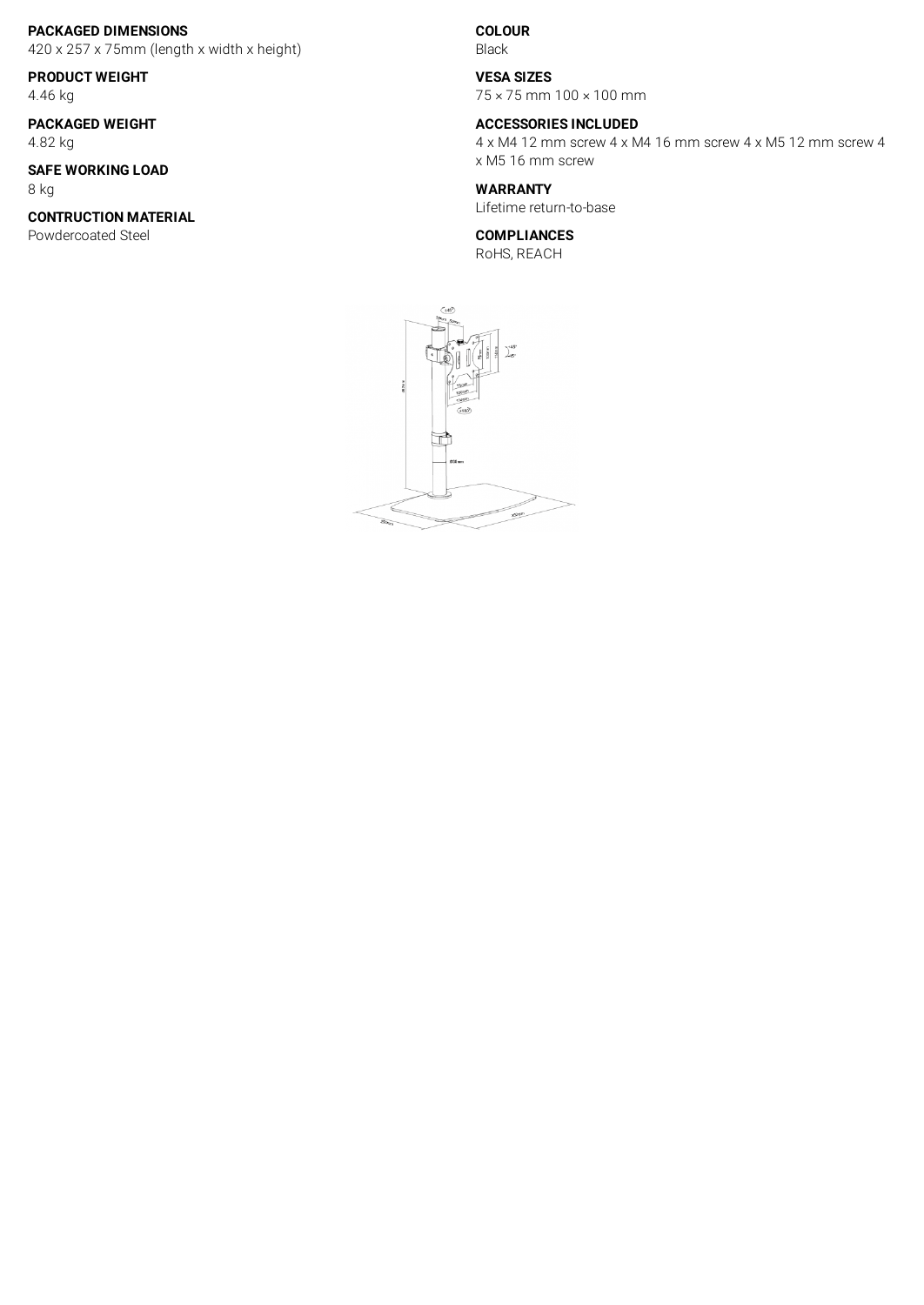**PACKAGED DIMENSIONS**
420 x 257 x 75mm (length x width x height)

**PRODUCT WEIGHT**
4.46 kg

**PACKAGED WEIGHT**
4.82 kg

**SAFE WORKING LOAD**
8 kg

**CONTRUCTION MATERIAL**
Powdercoated Steel

**COLOUR**
Black

**VESA SIZES**
75 × 75 mm 100 × 100 mm

**ACCESSORIES INCLUDED**
4 x M4 12 mm screw 4 x M4 16 mm screw 4 x M5 12 mm screw 4 x M5 16 mm screw

**WARRANTY**
Lifetime return-to-base

**COMPLIANCES**
RoHS, REACH